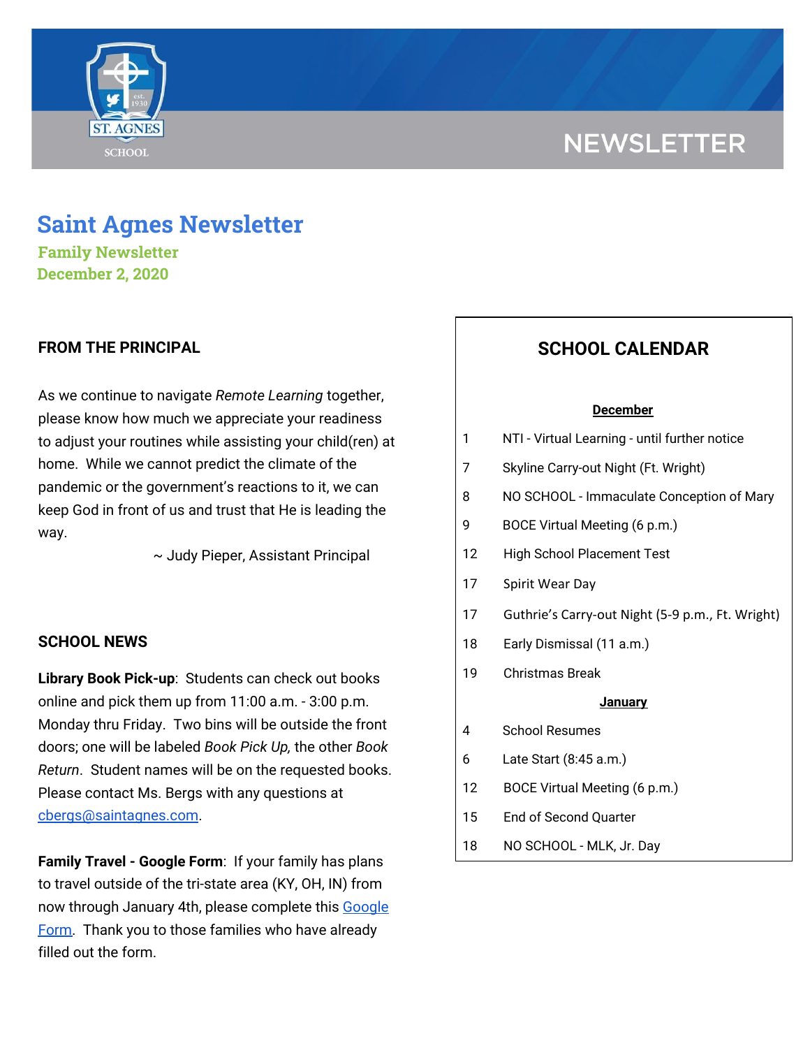# Saint Agnes Newsletter

**Family Newsletter**
**December 2, 2020**

## FROM THE PRINCIPAL

As we continue to navigate *Remote Learning* together, please know how much we appreciate your readiness to adjust your routines while assisting your child(ren) at home. While we cannot predict the climate of the pandemic or the government's reactions to it, we can keep God in front of us and trust that He is leading the way.

~ Judy Pieper, Assistant Principal

## SCHOOL NEWS

**Library Book Pick-up**: Students can check out books online and pick them up from 11:00 a.m. - 3:00 p.m. Monday thru Friday. Two bins will be outside the front doors; one will be labeled *Book Pick Up,* the other *Book Return*. Student names will be on the requested books. Please contact Ms. Bergs with any questions at [cbergs@saintagnes.com](mailto:cbergs@saintagnes.com).

**Family Travel - Google Form**: If your family has plans to travel outside of the tri-state area (KY, OH, IN) from now through January 4th, please complete this [Google Form](). Thank you to those families who have already filled out the form.

## SCHOOL CALENDAR

**December**

| | |
|---|---|
| 1 | NTI - Virtual Learning - until further notice |
| 7 | Skyline Carry-out Night (Ft. Wright) |
| 8 | NO SCHOOL - Immaculate Conception of Mary |
| 9 | BOCE Virtual Meeting (6 p.m.) |
| 12 | High School Placement Test |
| 17 | Spirit Wear Day |
| 17 | Guthrie's Carry-out Night (5-9 p.m., Ft. Wright) |
| 18 | Early Dismissal (11 a.m.) |
| 19 | Christmas Break |

**January**

| | |
|---|---|
| 4 | School Resumes |
| 6 | Late Start (8:45 a.m.) |
| 12 | BOCE Virtual Meeting (6 p.m.) |
| 15 | End of Second Quarter |
| 18 | NO SCHOOL - MLK, Jr. Day |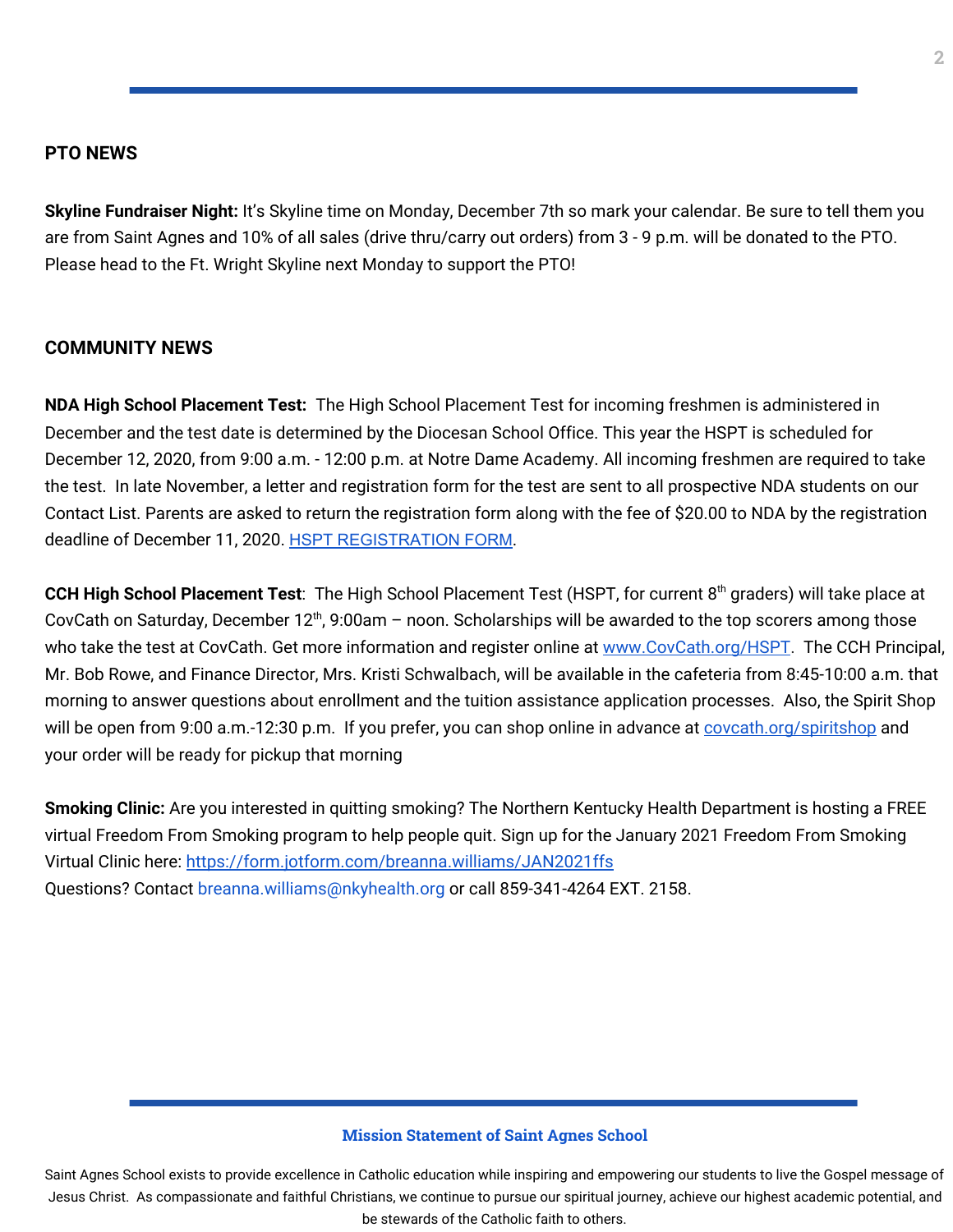## PTO NEWS

**Skyline Fundraiser Night:** It's Skyline time on Monday, December 7th so mark your calendar. Be sure to tell them you are from Saint Agnes and 10% of all sales (drive thru/carry out orders) from 3 - 9 p.m. will be donated to the PTO. Please head to the Ft. Wright Skyline next Monday to support the PTO!

## COMMUNITY NEWS

**NDA High School Placement Test:** The High School Placement Test for incoming freshmen is administered in December and the test date is determined by the Diocesan School Office. This year the HSPT is scheduled for December 12, 2020, from 9:00 a.m. - 12:00 p.m. at Notre Dame Academy. All incoming freshmen are required to take the test. In late November, a letter and registration form for the test are sent to all prospective NDA students on our Contact List. Parents are asked to return the registration form along with the fee of $20.00 to NDA by the registration deadline of December 11, 2020. HSPT REGISTRATION FORM.

**CCH High School Placement Test**: The High School Placement Test (HSPT, for current 8th graders) will take place at CovCath on Saturday, December 12th, 9:00am – noon. Scholarships will be awarded to the top scorers among those who take the test at CovCath. Get more information and register online at www.CovCath.org/HSPT. The CCH Principal, Mr. Bob Rowe, and Finance Director, Mrs. Kristi Schwalbach, will be available in the cafeteria from 8:45-10:00 a.m. that morning to answer questions about enrollment and the tuition assistance application processes. Also, the Spirit Shop will be open from 9:00 a.m.-12:30 p.m. If you prefer, you can shop online in advance at covcath.org/spiritshop and your order will be ready for pickup that morning

**Smoking Clinic:** Are you interested in quitting smoking? The Northern Kentucky Health Department is hosting a FREE virtual Freedom From Smoking program to help people quit. Sign up for the January 2021 Freedom From Smoking Virtual Clinic here: https://form.jotform.com/breanna.williams/JAN2021ffs
Questions? Contact breanna.williams@nkyhealth.org or call 859-341-4264 EXT. 2158.

**Mission Statement of Saint Agnes School**

Saint Agnes School exists to provide excellence in Catholic education while inspiring and empowering our students to live the Gospel message of Jesus Christ. As compassionate and faithful Christians, we continue to pursue our spiritual journey, achieve our highest academic potential, and be stewards of the Catholic faith to others.